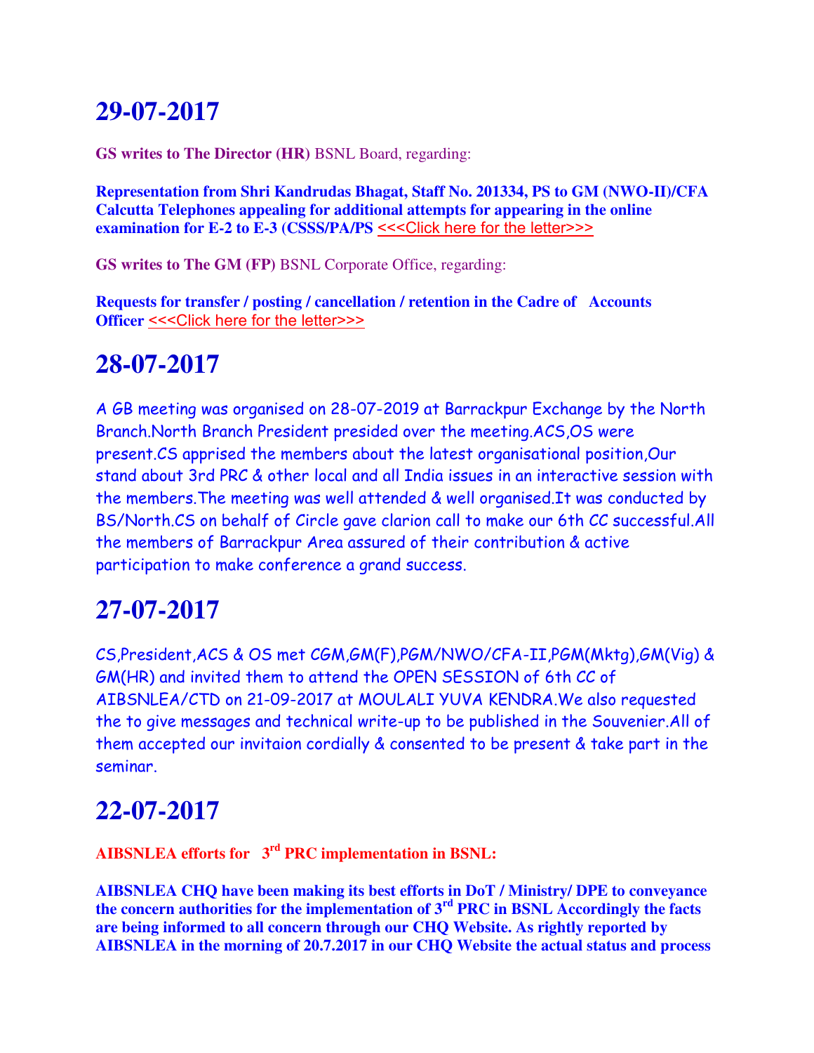# 29-07-2017

**GS writes to The Director (HR)** BSNL Board, regarding:

**Representation from Shri Kandrudas Bhagat, Staff No. 201334, PS to GM (NWO-II)/CFA Calcutta Telephones appealing for additional attempts for appearing in the online examination for E-2 to E-3 (CSSS/PA/PS** <<<Click here for the letter>>>

**GS writes to The GM (FP)** BSNL Corporate Office, regarding:

**Requests for transfer / posting / cancellation / retention in the Cadre of Accounts Officer** <<<Click here for the letter>>>

# 28-07-2017

A GB meeting was organised on 28-07-2019 at Barrackpur Exchange by the North Branch.North Branch President presided over the meeting.ACS,OS were present.CS apprised the members about the latest organisational position,Our stand about 3rd PRC & other local and all India issues in an interactive session with the members.The meeting was well attended & well organised.It was conducted by BS/North.CS on behalf of Circle gave clarion call to make our 6th CC successful.All the members of Barrackpur Area assured of their contribution & active participation to make conference a grand success.

# 27-07-2017

CS,President,ACS & OS met CGM,GM(F),PGM/NWO/CFA-II,PGM(Mktg),GM(Vig) & GM(HR) and invited them to attend the OPEN SESSION of 6th CC of AIBSNLEA/CTD on 21-09-2017 at MOULALI YUVA KENDRA.We also requested the to give messages and technical write-up to be published in the Souvenier.All of them accepted our invitaion cordially & consented to be present & take part in the seminar.

# 22-07-2017

**AIBSNLEA efforts for 3rd PRC implementation in BSNL:**

**AIBSNLEA CHQ have been making its best efforts in DoT / Ministry/ DPE to conveyance the concern authorities for the implementation of 3rd PRC in BSNL Accordingly the facts are being informed to all concern through our CHQ Website. As rightly reported by AIBSNLEA in the morning of 20.7.2017 in our CHQ Website the actual status and process**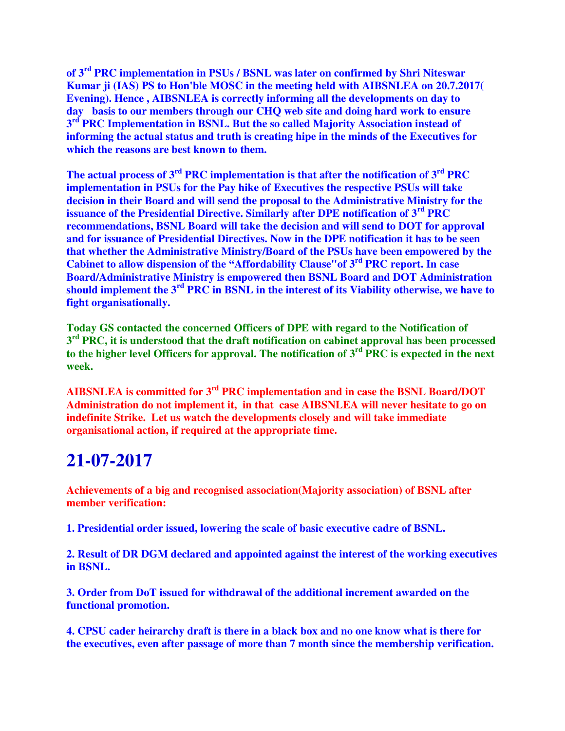**of 3rd PRC implementation in PSUs / BSNL was later on confirmed by Shri Niteswar Kumar ji (IAS) PS to Hon'ble MOSC in the meeting held with AIBSNLEA on 20.7.2017( Evening). Hence , AIBSNLEA is correctly informing all the developments on day to day basis to our members through our CHQ web site and doing hard work to ensure 3rd PRC Implementation in BSNL. But the so called Majority Association instead of informing the actual status and truth is creating hipe in the minds of the Executives for which the reasons are best known to them.**

**The actual process of 3rd PRC implementation is that after the notification of 3rd PRC implementation in PSUs for the Pay hike of Executives the respective PSUs will take decision in their Board and will send the proposal to the Administrative Ministry for the issuance of the Presidential Directive. Similarly after DPE notification of 3rd PRC recommendations, BSNL Board will take the decision and will send to DOT for approval and for issuance of Presidential Directives. Now in the DPE notification it has to be seen that whether the Administrative Ministry/Board of the PSUs have been empowered by the Cabinet to allow dispension of the "Affordability Clause"of 3rd PRC report. In case Board/Administrative Ministry is empowered then BSNL Board and DOT Administration should implement the 3rd PRC in BSNL in the interest of its Viability otherwise, we have to fight organisationally.**

**Today GS contacted the concerned Officers of DPE with regard to the Notification of 3rd PRC, it is understood that the draft notification on cabinet approval has been processed to the higher level Officers for approval. The notification of 3rd PRC is expected in the next week.**

**AIBSNLEA is committed for 3rd PRC implementation and in case the BSNL Board/DOT Administration do not implement it, in that case AIBSNLEA will never hesitate to go on indefinite Strike. Let us watch the developments closely and will take immediate organisational action, if required at the appropriate time.**

# 21-07-2017

**Achievements of a big and recognised association(Majority association) of BSNL after member verification:**

**1. Presidential order issued, lowering the scale of basic executive cadre of BSNL.**

**2. Result of DR DGM declared and appointed against the interest of the working executives in BSNL.**

**3. Order from DoT issued for withdrawal of the additional increment awarded on the functional promotion.**

**4. CPSU cader heirarchy draft is there in a black box and no one know what is there for the executives, even after passage of more than 7 month since the membership verification.**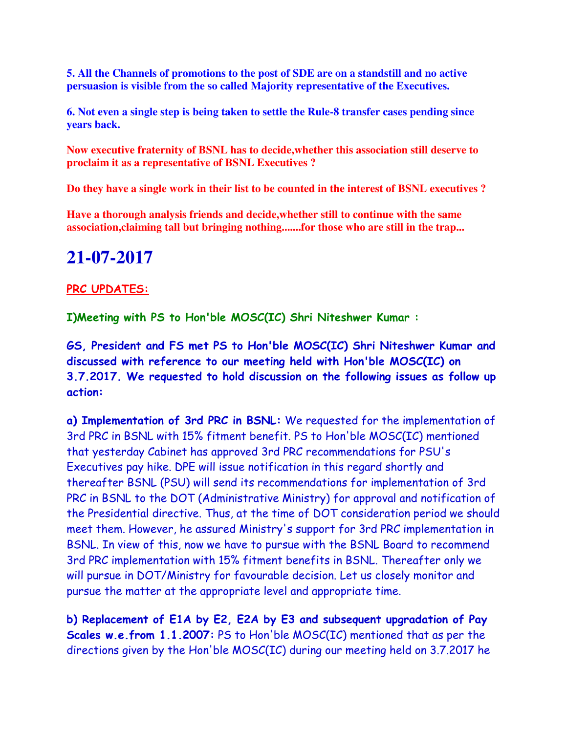**5. All the Channels of promotions to the post of SDE are on a standstill and no active persuasion is visible from the so called Majority representative of the Executives.**

**6. Not even a single step is being taken to settle the Rule-8 transfer cases pending since years back.**

**Now executive fraternity of BSNL has to decide,whether this association still deserve to proclaim it as a representative of BSNL Executives ?**

**Do they have a single work in their list to be counted in the interest of BSNL executives ?**

**Have a thorough analysis friends and decide,whether still to continue with the same association,claiming tall but bringing nothing.......for those who are still in the trap...**

# 21-07-2017

**PRC UPDATES:**

**I)Meeting with PS to Hon'ble MOSC(IC) Shri Niteshwer Kumar :**

**GS, President and FS met PS to Hon'ble MOSC(IC) Shri Niteshwer Kumar and discussed with reference to our meeting held with Hon'ble MOSC(IC) on 3.7.2017. We requested to hold discussion on the following issues as follow up action:**

**a) Implementation of 3rd PRC in BSNL:** We requested for the implementation of 3rd PRC in BSNL with 15% fitment benefit. PS to Hon'ble MOSC(IC) mentioned that yesterday Cabinet has approved 3rd PRC recommendations for PSU's Executives pay hike. DPE will issue notification in this regard shortly and thereafter BSNL (PSU) will send its recommendations for implementation of 3rd PRC in BSNL to the DOT (Administrative Ministry) for approval and notification of the Presidential directive. Thus, at the time of DOT consideration period we should meet them. However, he assured Ministry's support for 3rd PRC implementation in BSNL. In view of this, now we have to pursue with the BSNL Board to recommend 3rd PRC implementation with 15% fitment benefits in BSNL. Thereafter only we will pursue in DOT/Ministry for favourable decision. Let us closely monitor and pursue the matter at the appropriate level and appropriate time.

**b) Replacement of E1A by E2, E2A by E3 and subsequent upgradation of Pay Scales w.e.from 1.1.2007:** PS to Hon'ble MOSC(IC) mentioned that as per the directions given by the Hon'ble MOSC(IC) during our meeting held on 3.7.2017 he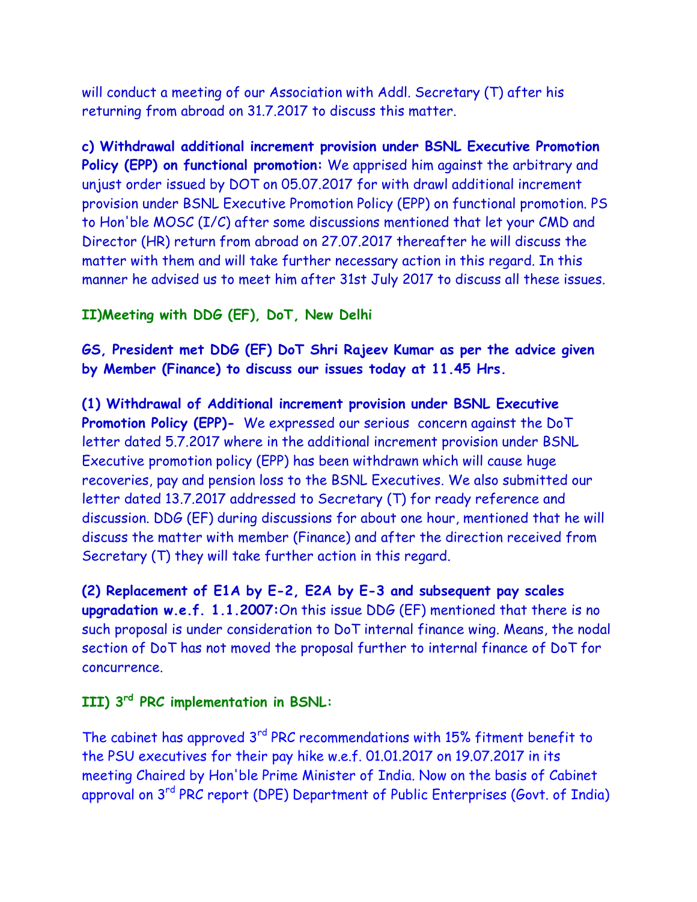will conduct a meeting of our Association with Addl. Secretary (T) after his returning from abroad on 31.7.2017 to discuss this matter.

**c) Withdrawal additional increment provision under BSNL Executive Promotion Policy (EPP) on functional promotion:** We apprised him against the arbitrary and unjust order issued by DOT on 05.07.2017 for with drawl additional increment provision under BSNL Executive Promotion Policy (EPP) on functional promotion. PS to Hon'ble MOSC (I/C) after some discussions mentioned that let your CMD and Director (HR) return from abroad on 27.07.2017 thereafter he will discuss the matter with them and will take further necessary action in this regard. In this manner he advised us to meet him after 31st July 2017 to discuss all these issues.

**II)Meeting with DDG (EF), DoT, New Delhi**

**GS, President met DDG (EF) DoT Shri Rajeev Kumar as per the advice given by Member (Finance) to discuss our issues today at 11.45 Hrs.**

**(1) Withdrawal of Additional increment provision under BSNL Executive Promotion Policy (EPP)-** We expressed our serious concern against the DoT letter dated 5.7.2017 where in the additional increment provision under BSNL Executive promotion policy (EPP) has been withdrawn which will cause huge recoveries, pay and pension loss to the BSNL Executives. We also submitted our letter dated 13.7.2017 addressed to Secretary (T) for ready reference and discussion. DDG (EF) during discussions for about one hour, mentioned that he will discuss the matter with member (Finance) and after the direction received from Secretary (T) they will take further action in this regard.

**(2) Replacement of E1A by E-2, E2A by E-3 and subsequent pay scales upgradation w.e.f. 1.1.2007:**On this issue DDG (EF) mentioned that there is no such proposal is under consideration to DoT internal finance wing. Means, the nodal section of DoT has not moved the proposal further to internal finance of DoT for concurrence.

**III) 3rd PRC implementation in BSNL:**

The cabinet has approved 3rd PRC recommendations with 15% fitment benefit to the PSU executives for their pay hike w.e.f. 01.01.2017 on 19.07.2017 in its meeting Chaired by Hon'ble Prime Minister of India. Now on the basis of Cabinet approval on 3rd PRC report (DPE) Department of Public Enterprises (Govt. of India)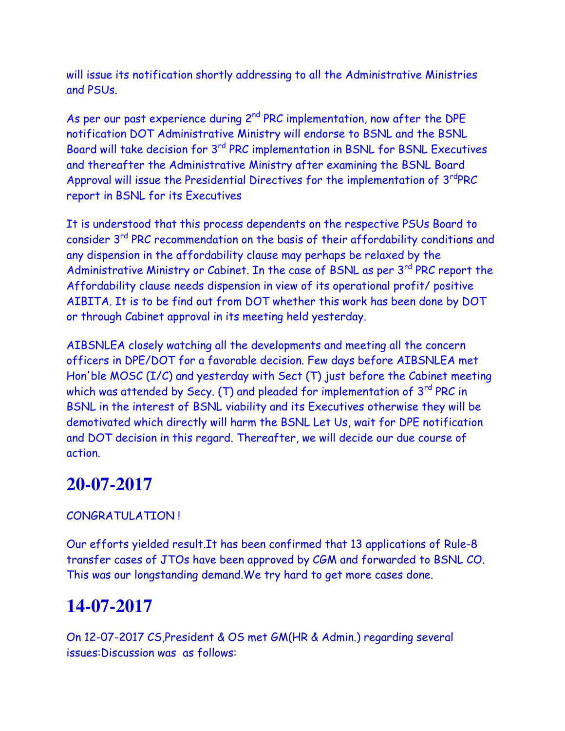will issue its notification shortly addressing to all the Administrative Ministries and PSUs.

As per our past experience during 2nd PRC implementation, now after the DPE notification DOT Administrative Ministry will endorse to BSNL and the BSNL Board will take decision for 3rd PRC implementation in BSNL for BSNL Executives and thereafter the Administrative Ministry after examining the BSNL Board Approval will issue the Presidential Directives for the implementation of 3rdPRC report in BSNL for its Executives

It is understood that this process dependents on the respective PSUs Board to consider 3rd PRC recommendation on the basis of their affordability conditions and any dispension in the affordability clause may perhaps be relaxed by the Administrative Ministry or Cabinet. In the case of BSNL as per 3rd PRC report the Affordability clause needs dispension in view of its operational profit/ positive AIBITA. It is to be find out from DOT whether this work has been done by DOT or through Cabinet approval in its meeting held yesterday.

AIBSNLEA closely watching all the developments and meeting all the concern officers in DPE/DOT for a favorable decision. Few days before AIBSNLEA met Hon'ble MOSC (I/C) and yesterday with Sect (T) just before the Cabinet meeting which was attended by Secy. (T) and pleaded for implementation of 3rd PRC in BSNL in the interest of BSNL viability and its Executives otherwise they will be demotivated which directly will harm the BSNL Let Us, wait for DPE notification and DOT decision in this regard. Thereafter, we will decide our due course of action.

# 20-07-2017

CONGRATULATION !

Our efforts yielded result.It has been confirmed that 13 applications of Rule-8 transfer cases of JTOs have been approved by CGM and forwarded to BSNL CO. This was our longstanding demand.We try hard to get more cases done.

# 14-07-2017

On 12-07-2017 CS,President & OS met GM(HR & Admin.) regarding several issues:Discussion was as follows: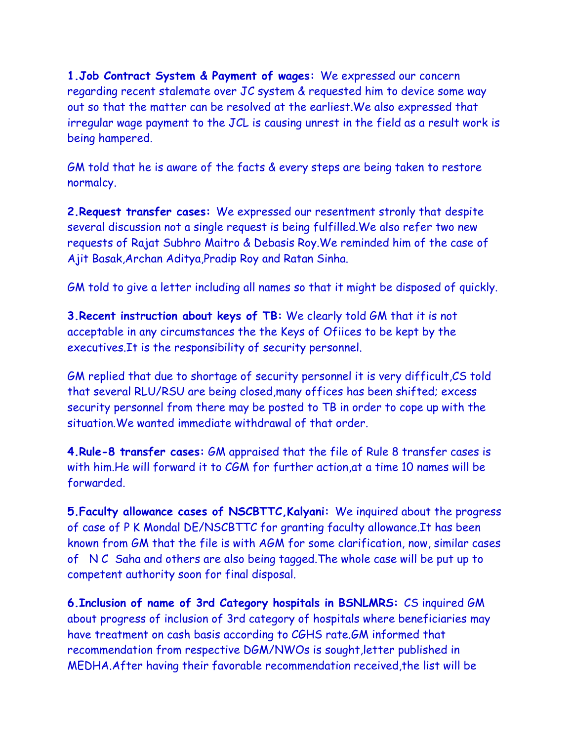**1.Job Contract System & Payment of wages:** We expressed our concern regarding recent stalemate over JC system & requested him to device some way out so that the matter can be resolved at the earliest.We also expressed that irregular wage payment to the JCL is causing unrest in the field as a result work is being hampered.

GM told that he is aware of the facts & every steps are being taken to restore normalcy.

**2.Request transfer cases:** We expressed our resentment stronly that despite several discussion not a single request is being fulfilled.We also refer two new requests of Rajat Subhro Maitro & Debasis Roy.We reminded him of the case of Ajit Basak,Archan Aditya,Pradip Roy and Ratan Sinha.

GM told to give a letter including all names so that it might be disposed of quickly.

**3.Recent instruction about keys of TB:** We clearly told GM that it is not acceptable in any circumstances the the Keys of Ofiices to be kept by the executives.It is the responsibility of security personnel.

GM replied that due to shortage of security personnel it is very difficult,CS told that several RLU/RSU are being closed,many offices has been shifted; excess security personnel from there may be posted to TB in order to cope up with the situation.We wanted immediate withdrawal of that order.

**4.Rule-8 transfer cases:** GM appraised that the file of Rule 8 transfer cases is with him.He will forward it to CGM for further action,at a time 10 names will be forwarded.

**5.Faculty allowance cases of NSCBTTC,Kalyani:** We inquired about the progress of case of P K Mondal DE/NSCBTTC for granting faculty allowance.It has been known from GM that the file is with AGM for some clarification, now, similar cases of N C Saha and others are also being tagged.The whole case will be put up to competent authority soon for final disposal.

**6.Inclusion of name of 3rd Category hospitals in BSNLMRS:** CS inquired GM about progress of inclusion of 3rd category of hospitals where beneficiaries may have treatment on cash basis according to CGHS rate.GM informed that recommendation from respective DGM/NWOs is sought,letter published in MEDHA.After having their favorable recommendation received,the list will be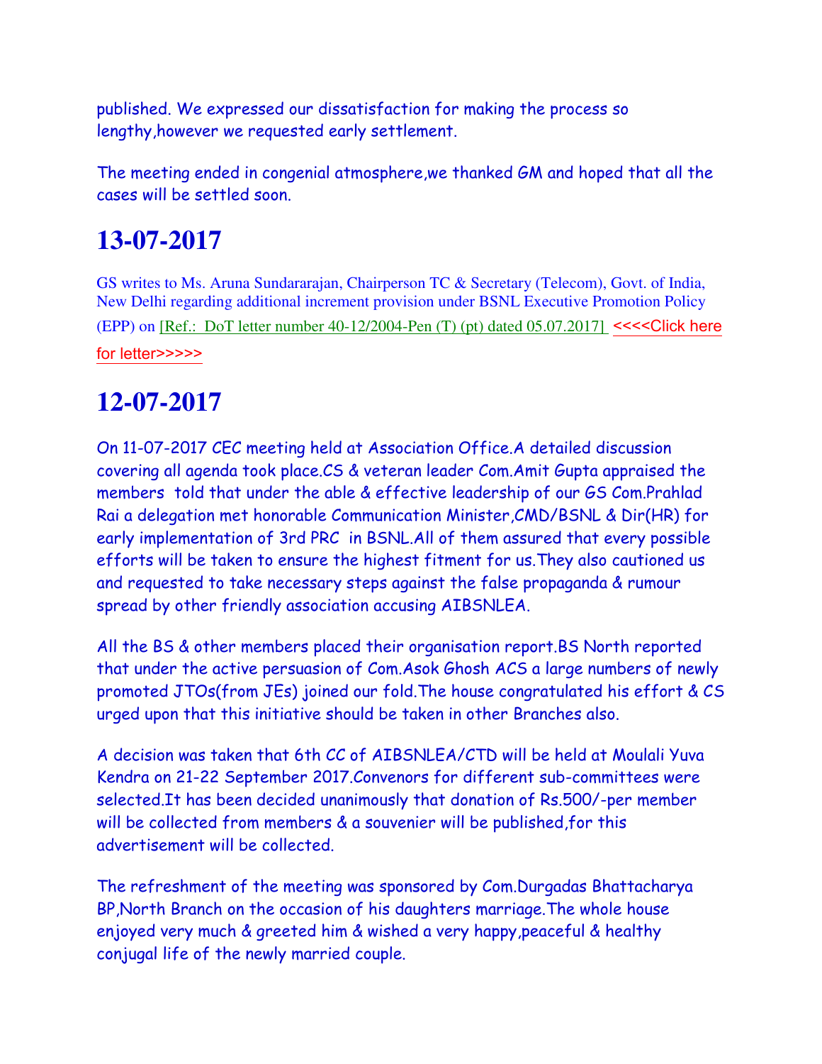published. We expressed our dissatisfaction for making the process so lengthy,however we requested early settlement.

The meeting ended in congenial atmosphere,we thanked GM and hoped that all the cases will be settled soon.

# 13-07-2017

GS writes to Ms. Aruna Sundararajan, Chairperson TC & Secretary (Telecom), Govt. of India, New Delhi regarding additional increment provision under BSNL Executive Promotion Policy (EPP) on [Ref.: DoT letter number 40-12/2004-Pen (T) (pt) dated 05.07.2017] <<<<Click here for letter>>>>>

# 12-07-2017

On 11-07-2017 CEC meeting held at Association Office.A detailed discussion covering all agenda took place.CS & veteran leader Com.Amit Gupta appraised the members told that under the able & effective leadership of our GS Com.Prahlad Rai a delegation met honorable Communication Minister,CMD/BSNL & Dir(HR) for early implementation of 3rd PRC in BSNL.All of them assured that every possible efforts will be taken to ensure the highest fitment for us.They also cautioned us and requested to take necessary steps against the false propaganda & rumour spread by other friendly association accusing AIBSNLEA.

All the BS & other members placed their organisation report.BS North reported that under the active persuasion of Com.Asok Ghosh ACS a large numbers of newly promoted JTOs(from JEs) joined our fold.The house congratulated his effort & CS urged upon that this initiative should be taken in other Branches also.

A decision was taken that 6th CC of AIBSNLEA/CTD will be held at Moulali Yuva Kendra on 21-22 September 2017.Convenors for different sub-committees were selected.It has been decided unanimously that donation of Rs.500/-per member will be collected from members & a souvenier will be published,for this advertisement will be collected.

The refreshment of the meeting was sponsored by Com.Durgadas Bhattacharya BP,North Branch on the occasion of his daughters marriage.The whole house enjoyed very much & greeted him & wished a very happy,peaceful & healthy conjugal life of the newly married couple.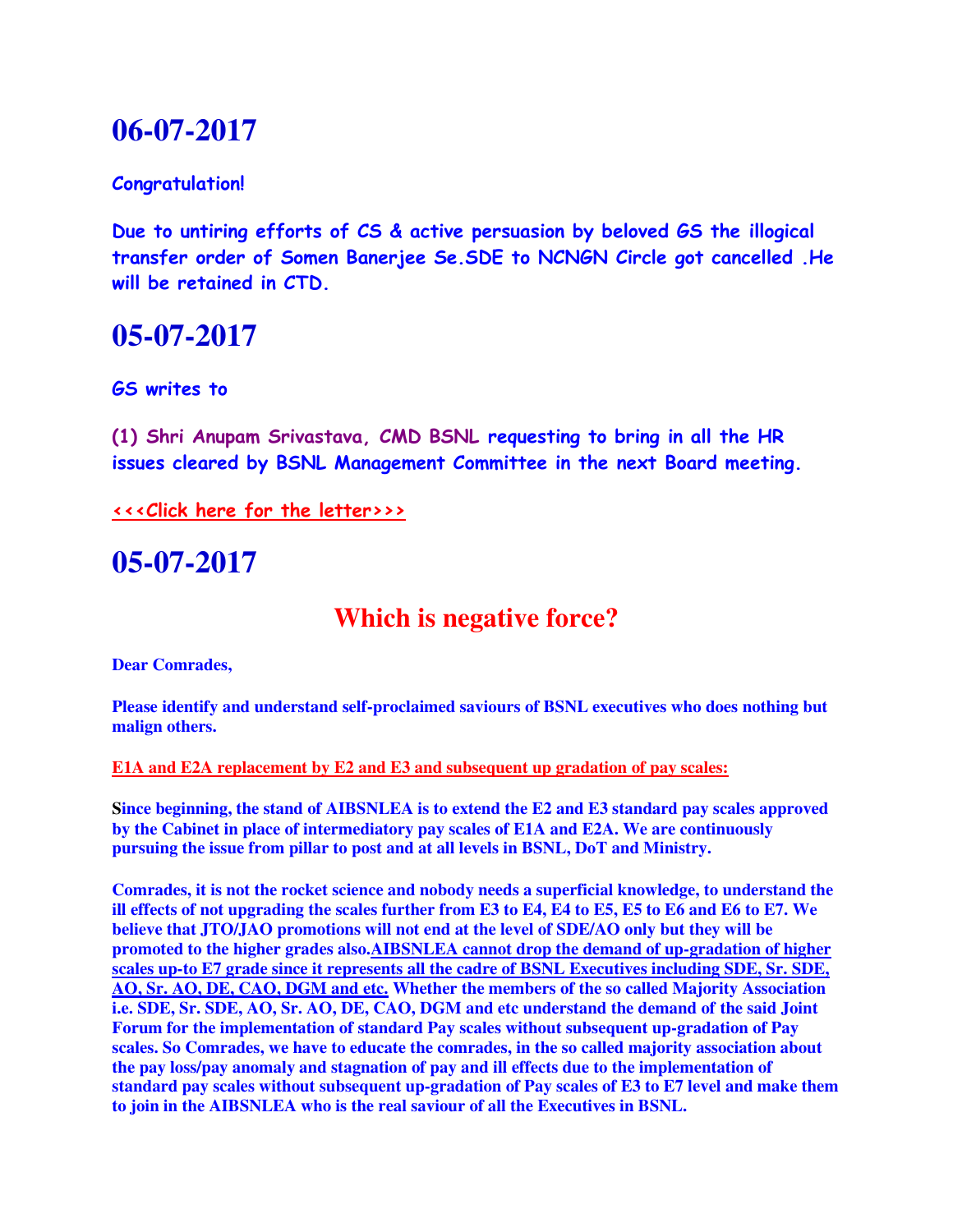# 06-07-2017

**Congratulation!**

**Due to untiring efforts of CS & active persuasion by beloved GS the illogical transfer order of Somen Banerjee Se.SDE to NCNGN Circle got cancelled .He will be retained in CTD.**

# 05-07-2017

**GS writes to**

**(1) Shri Anupam Srivastava, CMD BSNL requesting to bring in all the HR issues cleared by BSNL Management Committee in the next Board meeting.**

**<<<Click here for the letter>>>**

# 05-07-2017

## Which is negative force?

**Dear Comrades,**

**Please identify and understand self-proclaimed saviours of BSNL executives who does nothing but malign others.**

**E1A and E2A replacement by E2 and E3 and subsequent up gradation of pay scales:**

**Since beginning, the stand of AIBSNLEA is to extend the E2 and E3 standard pay scales approved by the Cabinet in place of intermediatory pay scales of E1A and E2A. We are continuously pursuing the issue from pillar to post and at all levels in BSNL, DoT and Ministry.**

**Comrades, it is not the rocket science and nobody needs a superficial knowledge, to understand the ill effects of not upgrading the scales further from E3 to E4, E4 to E5, E5 to E6 and E6 to E7. We believe that JTO/JAO promotions will not end at the level of SDE/AO only but they will be promoted to the higher grades also.AIBSNLEA cannot drop the demand of up-gradation of higher scales up-to E7 grade since it represents all the cadre of BSNL Executives including SDE, Sr. SDE, AO, Sr. AO, DE, CAO, DGM and etc. Whether the members of the so called Majority Association i.e. SDE, Sr. SDE, AO, Sr. AO, DE, CAO, DGM and etc understand the demand of the said Joint Forum for the implementation of standard Pay scales without subsequent up-gradation of Pay scales. So Comrades, we have to educate the comrades, in the so called majority association about the pay loss/pay anomaly and stagnation of pay and ill effects due to the implementation of standard pay scales without subsequent up-gradation of Pay scales of E3 to E7 level and make them to join in the AIBSNLEA who is the real saviour of all the Executives in BSNL.**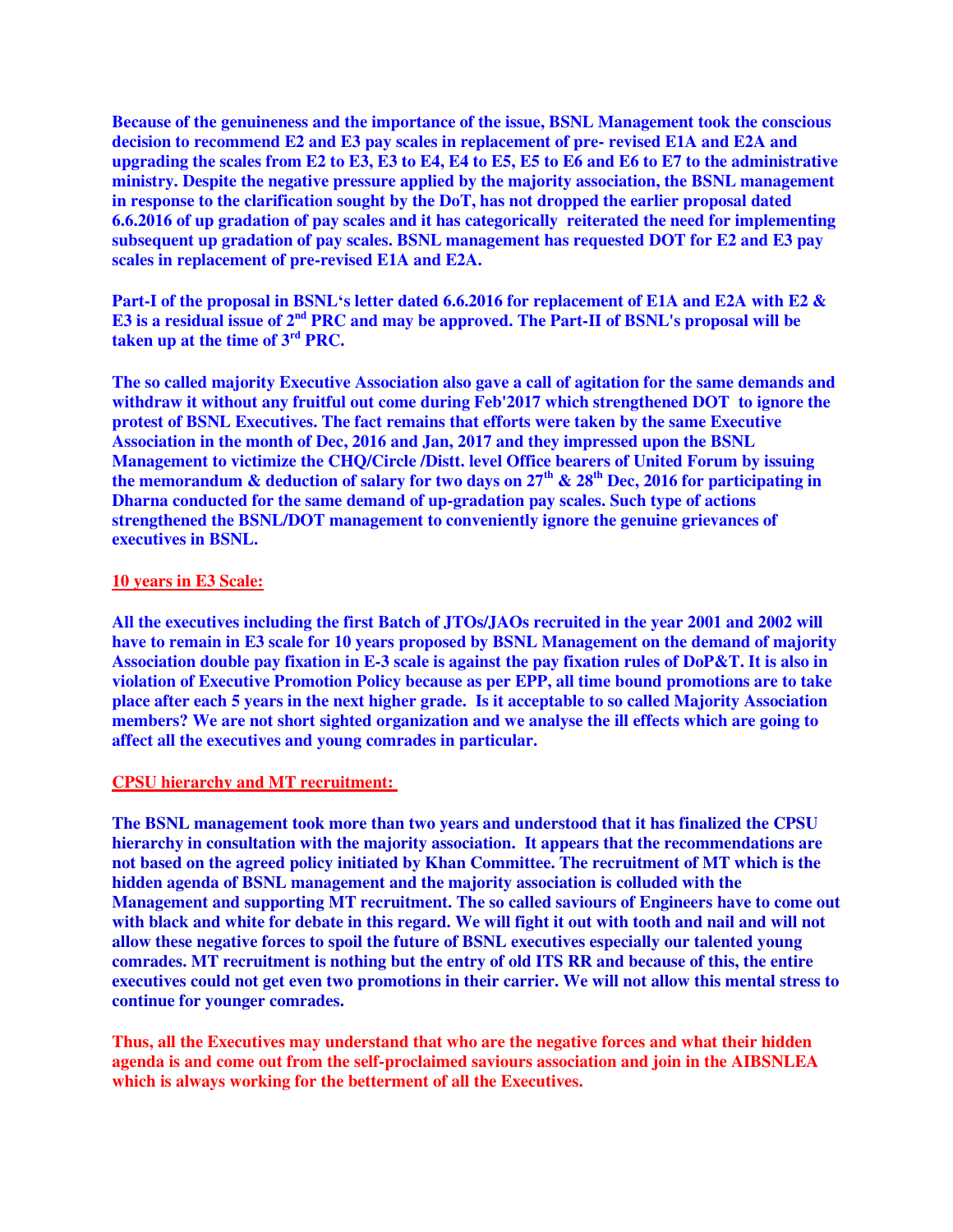**Because of the genuineness and the importance of the issue, BSNL Management took the conscious decision to recommend E2 and E3 pay scales in replacement of pre- revised E1A and E2A and upgrading the scales from E2 to E3, E3 to E4, E4 to E5, E5 to E6 and E6 to E7 to the administrative ministry. Despite the negative pressure applied by the majority association, the BSNL management in response to the clarification sought by the DoT, has not dropped the earlier proposal dated 6.6.2016 of up gradation of pay scales and it has categorically reiterated the need for implementing subsequent up gradation of pay scales. BSNL management has requested DOT for E2 and E3 pay scales in replacement of pre-revised E1A and E2A.**

**Part-I of the proposal in BSNL's letter dated 6.6.2016 for replacement of E1A and E2A with E2 & E3 is a residual issue of 2nd PRC and may be approved. The Part-II of BSNL's proposal will be taken up at the time of 3rd PRC.**

**The so called majority Executive Association also gave a call of agitation for the same demands and withdraw it without any fruitful out come during Feb'2017 which strengthened DOT to ignore the protest of BSNL Executives. The fact remains that efforts were taken by the same Executive Association in the month of Dec, 2016 and Jan, 2017 and they impressed upon the BSNL Management to victimize the CHQ/Circle /Distt. level Office bearers of United Forum by issuing the memorandum & deduction of salary for two days on 27th & 28th Dec, 2016 for participating in Dharna conducted for the same demand of up-gradation pay scales. Such type of actions strengthened the BSNL/DOT management to conveniently ignore the genuine grievances of executives in BSNL.**

## 10 years in E3 Scale:

**All the executives including the first Batch of JTOs/JAOs recruited in the year 2001 and 2002 will have to remain in E3 scale for 10 years proposed by BSNL Management on the demand of majority Association double pay fixation in E-3 scale is against the pay fixation rules of DoP&T. It is also in violation of Executive Promotion Policy because as per EPP, all time bound promotions are to take place after each 5 years in the next higher grade. Is it acceptable to so called Majority Association members? We are not short sighted organization and we analyse the ill effects which are going to affect all the executives and young comrades in particular.**

## CPSU hierarchy and MT recruitment:

**The BSNL management took more than two years and understood that it has finalized the CPSU hierarchy in consultation with the majority association. It appears that the recommendations are not based on the agreed policy initiated by Khan Committee. The recruitment of MT which is the hidden agenda of BSNL management and the majority association is colluded with the Management and supporting MT recruitment. The so called saviours of Engineers have to come out with black and white for debate in this regard. We will fight it out with tooth and nail and will not allow these negative forces to spoil the future of BSNL executives especially our talented young comrades. MT recruitment is nothing but the entry of old ITS RR and because of this, the entire executives could not get even two promotions in their carrier. We will not allow this mental stress to continue for younger comrades.**

**Thus, all the Executives may understand that who are the negative forces and what their hidden agenda is and come out from the self-proclaimed saviours association and join in the AIBSNLEA which is always working for the betterment of all the Executives.**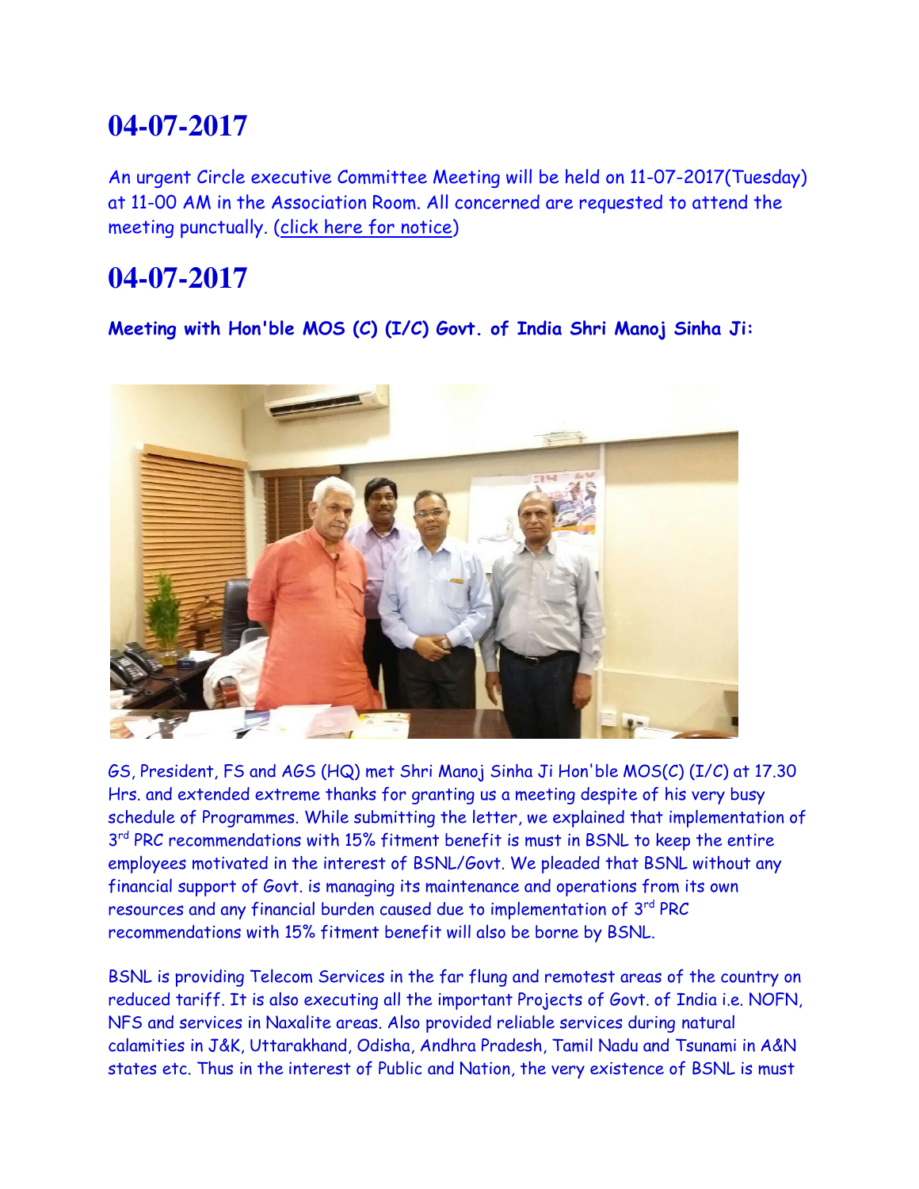# 04-07-2017

An urgent Circle executive Committee Meeting will be held on 11-07-2017(Tuesday) at 11-00 AM in the Association Room. All concerned are requested to attend the meeting punctually. (click here for notice)

# 04-07-2017

**Meeting with Hon'ble MOS (C) (I/C) Govt. of India Shri Manoj Sinha Ji:**

GS, President, FS and AGS (HQ) met Shri Manoj Sinha Ji Hon'ble MOS(C) (I/C) at 17.30 Hrs. and extended extreme thanks for granting us a meeting despite of his very busy schedule of Programmes. While submitting the letter, we explained that implementation of 3rd PRC recommendations with 15% fitment benefit is must in BSNL to keep the entire employees motivated in the interest of BSNL/Govt. We pleaded that BSNL without any financial support of Govt. is managing its maintenance and operations from its own resources and any financial burden caused due to implementation of 3rd PRC recommendations with 15% fitment benefit will also be borne by BSNL.

BSNL is providing Telecom Services in the far flung and remotest areas of the country on reduced tariff. It is also executing all the important Projects of Govt. of India i.e. NOFN, NFS and services in Naxalite areas. Also provided reliable services during natural calamities in J&K, Uttarakhand, Odisha, Andhra Pradesh, Tamil Nadu and Tsunami in A&N states etc. Thus in the interest of Public and Nation, the very existence of BSNL is must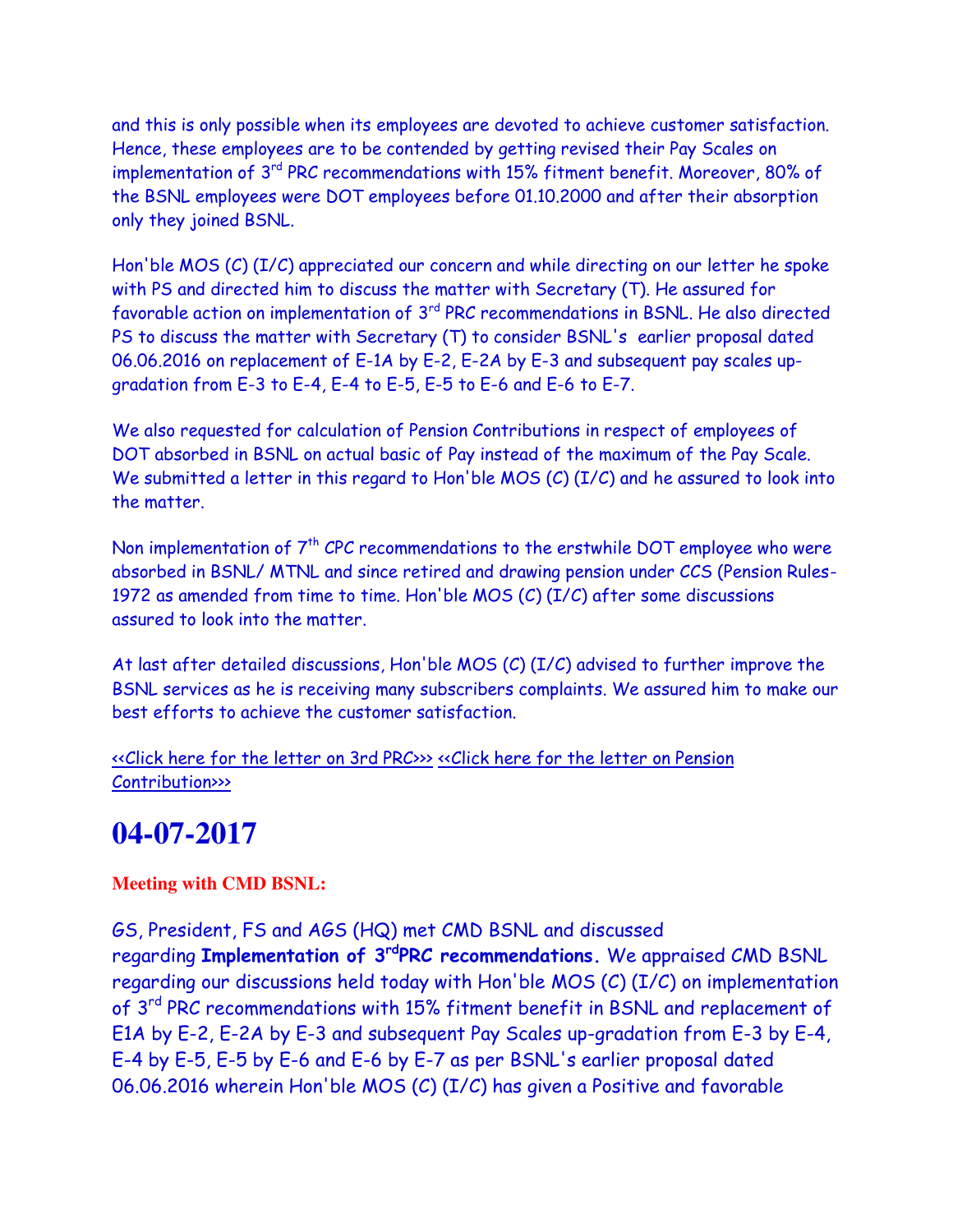and this is only possible when its employees are devoted to achieve customer satisfaction. Hence, these employees are to be contended by getting revised their Pay Scales on implementation of 3rd PRC recommendations with 15% fitment benefit. Moreover, 80% of the BSNL employees were DOT employees before 01.10.2000 and after their absorption only they joined BSNL.

Hon'ble MOS (C) (I/C) appreciated our concern and while directing on our letter he spoke with PS and directed him to discuss the matter with Secretary (T). He assured for favorable action on implementation of 3rd PRC recommendations in BSNL. He also directed PS to discuss the matter with Secretary (T) to consider BSNL's earlier proposal dated 06.06.2016 on replacement of E-1A by E-2, E-2A by E-3 and subsequent pay scales up-gradation from E-3 to E-4, E-4 to E-5, E-5 to E-6 and E-6 to E-7.

We also requested for calculation of Pension Contributions in respect of employees of DOT absorbed in BSNL on actual basic of Pay instead of the maximum of the Pay Scale. We submitted a letter in this regard to Hon'ble MOS (C) (I/C) and he assured to look into the matter.

Non implementation of 7th CPC recommendations to the erstwhile DOT employee who were absorbed in BSNL/ MTNL and since retired and drawing pension under CCS (Pension Rules-1972 as amended from time to time. Hon'ble MOS (C) (I/C) after some discussions assured to look into the matter.

At last after detailed discussions, Hon'ble MOS (C) (I/C) advised to further improve the BSNL services as he is receiving many subscribers complaints. We assured him to make our best efforts to achieve the customer satisfaction.

<<Click here for the letter on 3rd PRC>>> <<Click here for the letter on Pension Contribution>>>

# 04-07-2017

**Meeting with CMD BSNL:**

GS, President, FS and AGS (HQ) met CMD BSNL and discussed regarding **Implementation of 3rd PRC recommendations.** We appraised CMD BSNL regarding our discussions held today with Hon'ble MOS (C) (I/C) on implementation of 3rd PRC recommendations with 15% fitment benefit in BSNL and replacement of E1A by E-2, E-2A by E-3 and subsequent Pay Scales up-gradation from E-3 by E-4, E-4 by E-5, E-5 by E-6 and E-6 by E-7 as per BSNL's earlier proposal dated 06.06.2016 wherein Hon'ble MOS (C) (I/C) has given a Positive and favorable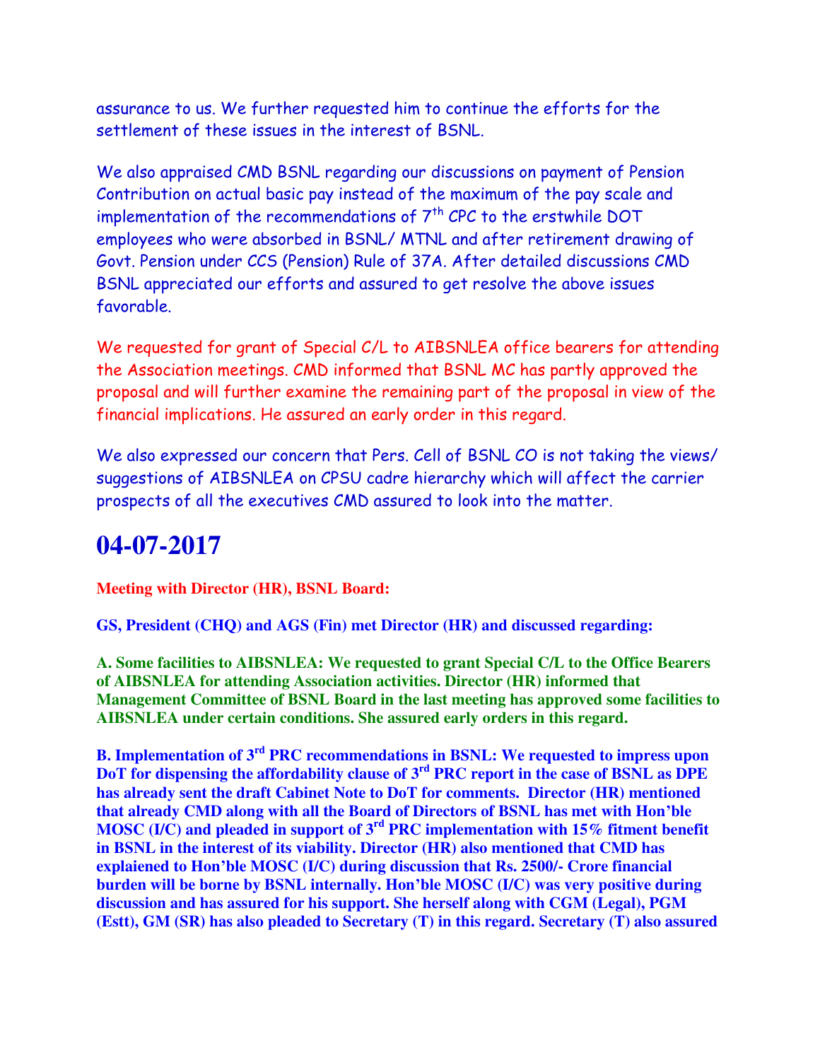assurance to us. We further requested him to continue the efforts for the settlement of these issues in the interest of BSNL.

We also appraised CMD BSNL regarding our discussions on payment of Pension Contribution on actual basic pay instead of the maximum of the pay scale and implementation of the recommendations of 7th CPC to the erstwhile DOT employees who were absorbed in BSNL/ MTNL and after retirement drawing of Govt. Pension under CCS (Pension) Rule of 37A. After detailed discussions CMD BSNL appreciated our efforts and assured to get resolve the above issues favorable.

We requested for grant of Special C/L to AIBSNLEA office bearers for attending the Association meetings. CMD informed that BSNL MC has partly approved the proposal and will further examine the remaining part of the proposal in view of the financial implications. He assured an early order in this regard.

We also expressed our concern that Pers. Cell of BSNL CO is not taking the views/ suggestions of AIBSNLEA on CPSU cadre hierarchy which will affect the carrier prospects of all the executives CMD assured to look into the matter.

# 04-07-2017

**Meeting with Director (HR), BSNL Board:**

**GS, President (CHQ) and AGS (Fin) met Director (HR) and discussed regarding:**

**A. Some facilities to AIBSNLEA: We requested to grant Special C/L to the Office Bearers of AIBSNLEA for attending Association activities. Director (HR) informed that Management Committee of BSNL Board in the last meeting has approved some facilities to AIBSNLEA under certain conditions. She assured early orders in this regard.**

**B. Implementation of 3rd PRC recommendations in BSNL: We requested to impress upon DoT for dispensing the affordability clause of 3rd PRC report in the case of BSNL as DPE has already sent the draft Cabinet Note to DoT for comments. Director (HR) mentioned that already CMD along with all the Board of Directors of BSNL has met with Hon'ble MOSC (I/C) and pleaded in support of 3rd PRC implementation with 15% fitment benefit in BSNL in the interest of its viability. Director (HR) also mentioned that CMD has explaiened to Hon'ble MOSC (I/C) during discussion that Rs. 2500/- Crore financial burden will be borne by BSNL internally. Hon'ble MOSC (I/C) was very positive during discussion and has assured for his support. She herself along with CGM (Legal), PGM (Estt), GM (SR) has also pleaded to Secretary (T) in this regard. Secretary (T) also assured**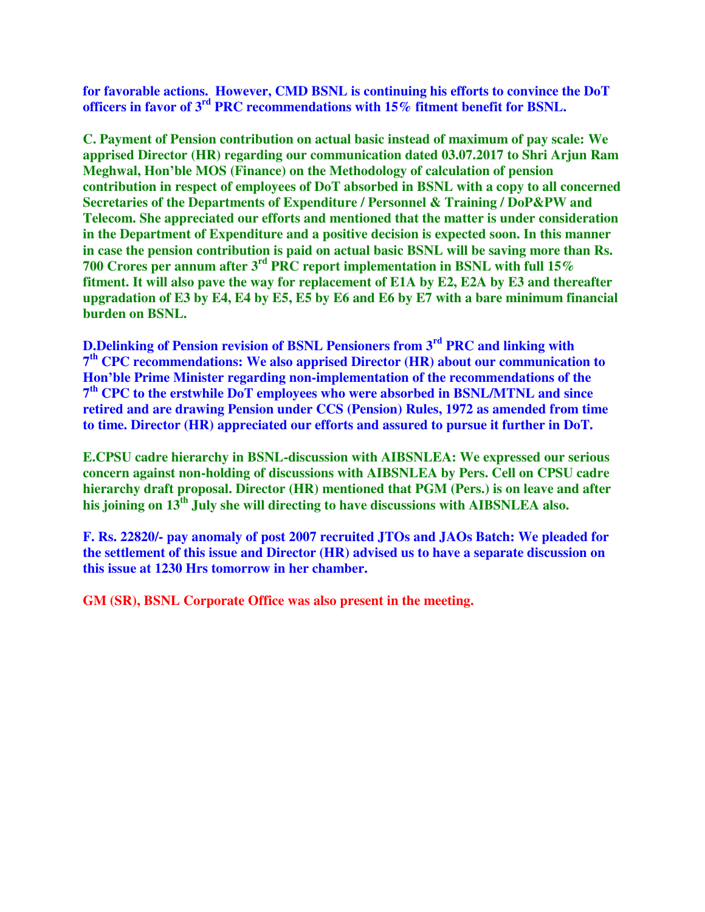**for favorable actions. However, CMD BSNL is continuing his efforts to convince the DoT officers in favor of 3rd PRC recommendations with 15% fitment benefit for BSNL.**

**C. Payment of Pension contribution on actual basic instead of maximum of pay scale: We apprised Director (HR) regarding our communication dated 03.07.2017 to Shri Arjun Ram Meghwal, Hon'ble MOS (Finance) on the Methodology of calculation of pension contribution in respect of employees of DoT absorbed in BSNL with a copy to all concerned Secretaries of the Departments of Expenditure / Personnel & Training / DoP&PW and Telecom. She appreciated our efforts and mentioned that the matter is under consideration in the Department of Expenditure and a positive decision is expected soon. In this manner in case the pension contribution is paid on actual basic BSNL will be saving more than Rs. 700 Crores per annum after 3rd PRC report implementation in BSNL with full 15% fitment. It will also pave the way for replacement of E1A by E2, E2A by E3 and thereafter upgradation of E3 by E4, E4 by E5, E5 by E6 and E6 by E7 with a bare minimum financial burden on BSNL.**

**D.Delinking of Pension revision of BSNL Pensioners from 3rd PRC and linking with 7th CPC recommendations: We also apprised Director (HR) about our communication to Hon'ble Prime Minister regarding non-implementation of the recommendations of the 7th CPC to the erstwhile DoT employees who were absorbed in BSNL/MTNL and since retired and are drawing Pension under CCS (Pension) Rules, 1972 as amended from time to time. Director (HR) appreciated our efforts and assured to pursue it further in DoT.**

**E.CPSU cadre hierarchy in BSNL-discussion with AIBSNLEA: We expressed our serious concern against non-holding of discussions with AIBSNLEA by Pers. Cell on CPSU cadre hierarchy draft proposal. Director (HR) mentioned that PGM (Pers.) is on leave and after his joining on 13th July she will directing to have discussions with AIBSNLEA also.**

**F. Rs. 22820/- pay anomaly of post 2007 recruited JTOs and JAOs Batch: We pleaded for the settlement of this issue and Director (HR) advised us to have a separate discussion on this issue at 1230 Hrs tomorrow in her chamber.**

**GM (SR), BSNL Corporate Office was also present in the meeting.**